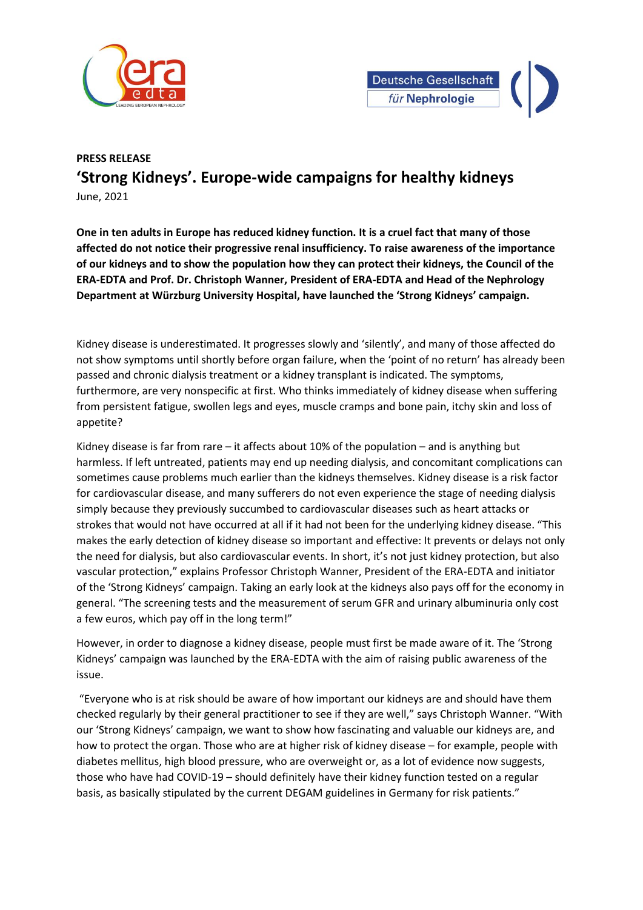**PRESS RELEASE**

# 'Strong Kidneys'. Europe-wide campaigns for healthy kidneys

June, 2021

**One in ten adults in Europe has reduced kidney function. It is a cruel fact that many of those affected do not notice their progressive renal insufficiency. To raise awareness of the importance of our kidneys and to show the population how they can protect their kidneys, the Council of the ERA-EDTA and Prof. Dr. Christoph Wanner, President of ERA-EDTA and Head of the Nephrology Department at Würzburg University Hospital, have launched the 'Strong Kidneys' campaign.**

Kidney disease is underestimated. It progresses slowly and 'silently', and many of those affected do not show symptoms until shortly before organ failure, when the 'point of no return' has already been passed and chronic dialysis treatment or a kidney transplant is indicated. The symptoms, furthermore, are very nonspecific at first. Who thinks immediately of kidney disease when suffering from persistent fatigue, swollen legs and eyes, muscle cramps and bone pain, itchy skin and loss of appetite?

Kidney disease is far from rare – it affects about 10% of the population – and is anything but harmless. If left untreated, patients may end up needing dialysis, and concomitant complications can sometimes cause problems much earlier than the kidneys themselves. Kidney disease is a risk factor for cardiovascular disease, and many sufferers do not even experience the stage of needing dialysis simply because they previously succumbed to cardiovascular diseases such as heart attacks or strokes that would not have occurred at all if it had not been for the underlying kidney disease. "This makes the early detection of kidney disease so important and effective: It prevents or delays not only the need for dialysis, but also cardiovascular events. In short, it's not just kidney protection, but also vascular protection," explains Professor Christoph Wanner, President of the ERA-EDTA and initiator of the 'Strong Kidneys' campaign. Taking an early look at the kidneys also pays off for the economy in general. "The screening tests and the measurement of serum GFR and urinary albuminuria only cost a few euros, which pay off in the long term!"

However, in order to diagnose a kidney disease, people must first be made aware of it. The 'Strong Kidneys' campaign was launched by the ERA-EDTA with the aim of raising public awareness of the issue.

"Everyone who is at risk should be aware of how important our kidneys are and should have them checked regularly by their general practitioner to see if they are well," says Christoph Wanner. "With our 'Strong Kidneys' campaign, we want to show how fascinating and valuable our kidneys are, and how to protect the organ. Those who are at higher risk of kidney disease – for example, people with diabetes mellitus, high blood pressure, who are overweight or, as a lot of evidence now suggests, those who have had COVID-19 – should definitely have their kidney function tested on a regular basis, as basically stipulated by the current DEGAM guidelines in Germany for risk patients."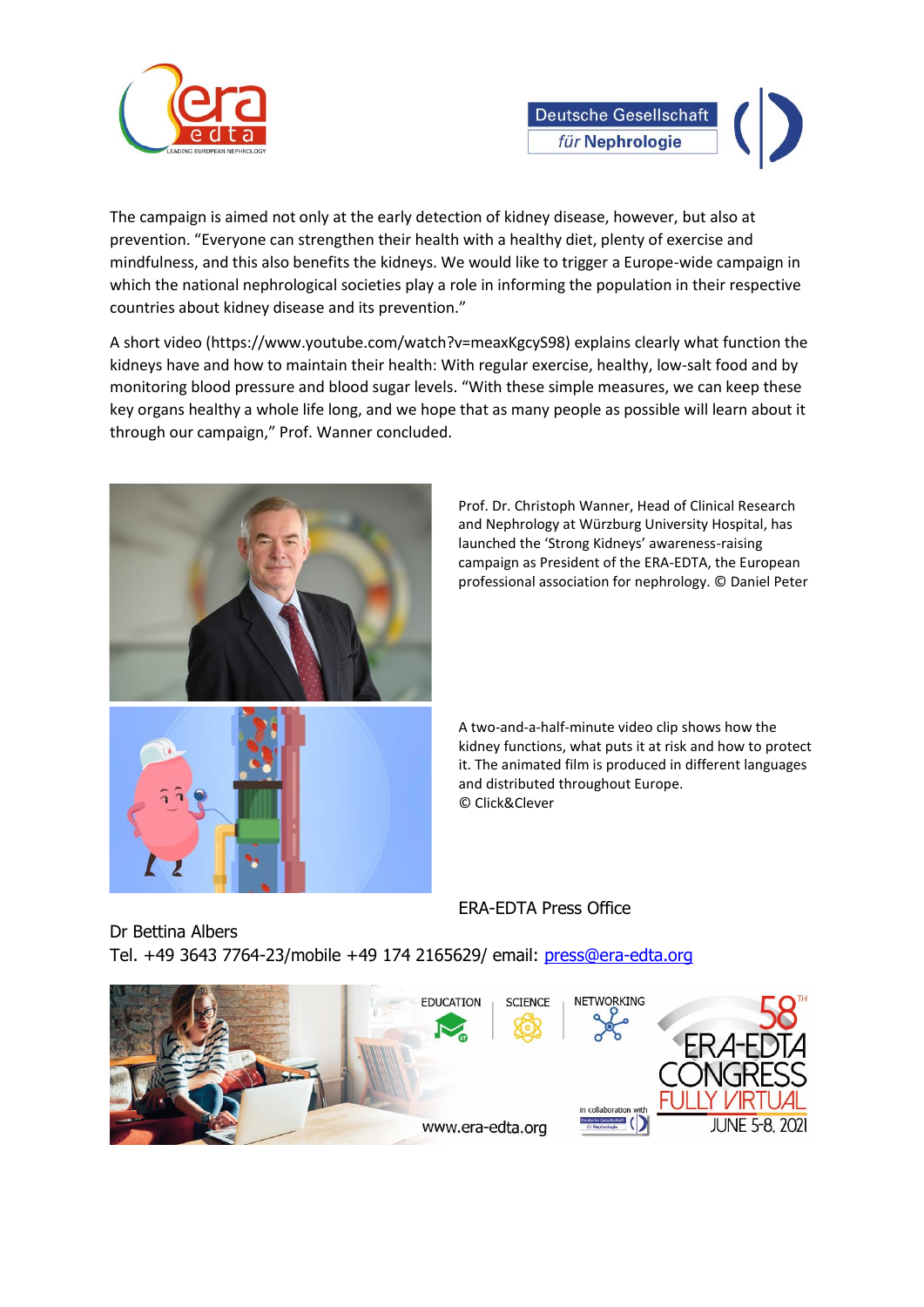The campaign is aimed not only at the early detection of kidney disease, however, but also at prevention. “Everyone can strengthen their health with a healthy diet, plenty of exercise and mindfulness, and this also benefits the kidneys. We would like to trigger a Europe-wide campaign in which the national nephrological societies play a role in informing the population in their respective countries about kidney disease and its prevention.”

A short video (https://www.youtube.com/watch?v=meaxKgcyS98) explains clearly what function the kidneys have and how to maintain their health: With regular exercise, healthy, low-salt food and by monitoring blood pressure and blood sugar levels. “With these simple measures, we can keep these key organs healthy a whole life long, and we hope that as many people as possible will learn about it through our campaign,” Prof. Wanner concluded.

Prof. Dr. Christoph Wanner, Head of Clinical Research and Nephrology at Würzburg University Hospital, has launched the ‘Strong Kidneys’ awareness-raising campaign as President of the ERA-EDTA, the European professional association for nephrology. © Daniel Peter

A two-and-a-half-minute video clip shows how the kidney functions, what puts it at risk and how to protect it. The animated film is produced in different languages and distributed throughout Europe.
© Click&Clever

ERA-EDTA Press Office

Dr Bettina Albers
Tel. +49 3643 7764-23/mobile +49 174 2165629/ email: press@era-edta.org